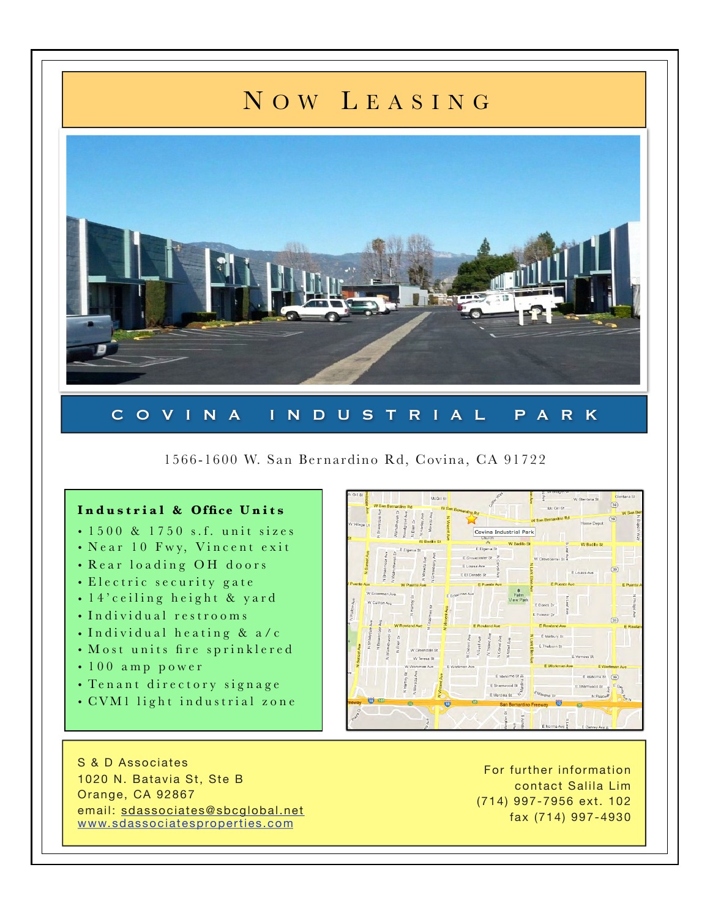# Now Leasing

## COVINA INDUSTRIAL PARK

1566-1600 W. San Bernardino Rd, Covina, CA 91722

**Industrial & Office Units**

- 1500 & 1750 s.f. unit sizes
- Near 10 Fwy, Vincent exit
- Rear loading OH doors
- Electric security gate
- 14'ceiling height & yard
- Individual restrooms
- Individual heating & a/c
- Most units fire sprinklered
- 100 amp power
- Tenant directory signage
- CVM1 light industrial zone

S & D Associates
1020 N. Batavia St, Ste B
Orange, CA 92867
email: sdassociates@sbcglobal.net
www.sdassociatesproperties.com

For further information
contact Salila Lim
(714) 997-7956 ext. 102
fax (714) 997-4930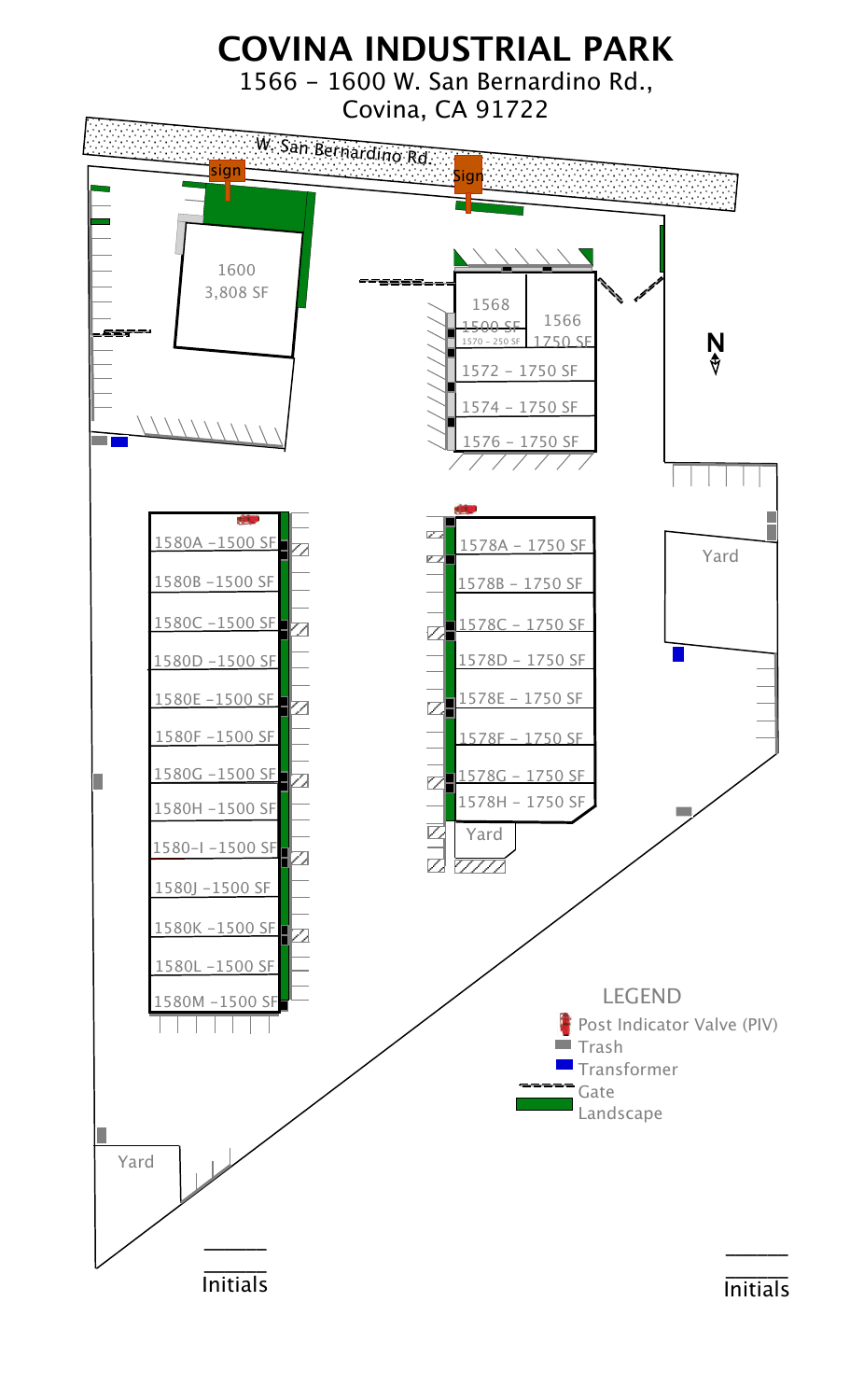# COVINA INDUSTRIAL PARK

1566 – 1600 W. San Bernardino Rd.,
Covina, CA 91722

W. San Bernardino Rd.

sign

Sign

1600
3,808 SF

1568
1500 SF
1570 – 250 SF

1566
1750 SF

1572 – 1750 SF

1574 – 1750 SF

1576 – 1750 SF

N

1580A –1500 SF
1580B –1500 SF
1580C –1500 SF
1580D –1500 SF
1580E –1500 SF
1580F –1500 SF
1580G –1500 SF
1580H –1500 SF
1580-I –1500 SF
1580J –1500 SF
1580K –1500 SF
1580L –1500 SF
1580M –1500 SF

1578A – 1750 SF
1578B – 1750 SF
1578C – 1750 SF
1578D – 1750 SF
1578E – 1750 SF
1578F – 1750 SF
1578G – 1750 SF
1578H – 1750 SF

Yard

Yard

Yard

LEGEND
Post Indicator Valve (PIV)
Trash
Transformer
Gate
Landscape

______
Initials

______
Initials